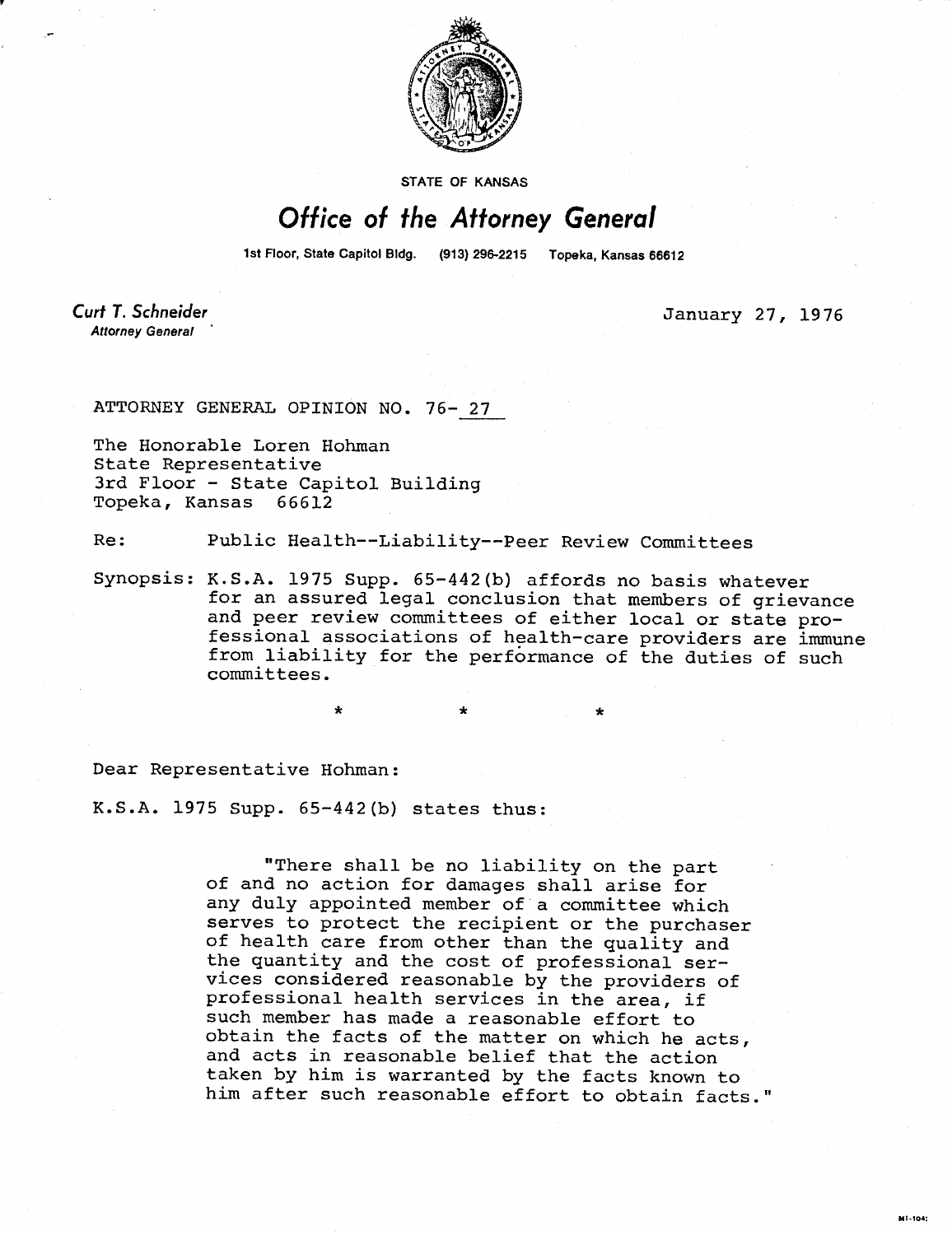STATE OF KANSAS

# *Office of the Attorney General*

1st Floor, State Capitol Bldg. (913) 296-2215 Topeka, Kansas 66612

*Curt T. Schneider*
*Attorney General*

January 27, 1976

ATTORNEY GENERAL OPINION NO. 76- 27

The Honorable Loren Hohman
State Representative
3rd Floor - State Capitol Building
Topeka, Kansas 66612

Re: Public Health--Liability--Peer Review Committees

Synopsis: K.S.A. 1975 Supp. 65-442(b) affords no basis whatever for an assured legal conclusion that members of grievance and peer review committees of either local or state professional associations of health-care providers are immune from liability for the performance of the duties of such committees.

\* \* \*

Dear Representative Hohman:

K.S.A. 1975 Supp. 65-442(b) states thus:

> "There shall be no liability on the part of and no action for damages shall arise for any duly appointed member of a committee which serves to protect the recipient or the purchaser of health care from other than the quality and the quantity and the cost of professional services considered reasonable by the providers of professional health services in the area, if such member has made a reasonable effort to obtain the facts of the matter on which he acts, and acts in reasonable belief that the action taken by him is warranted by the facts known to him after such reasonable effort to obtain facts."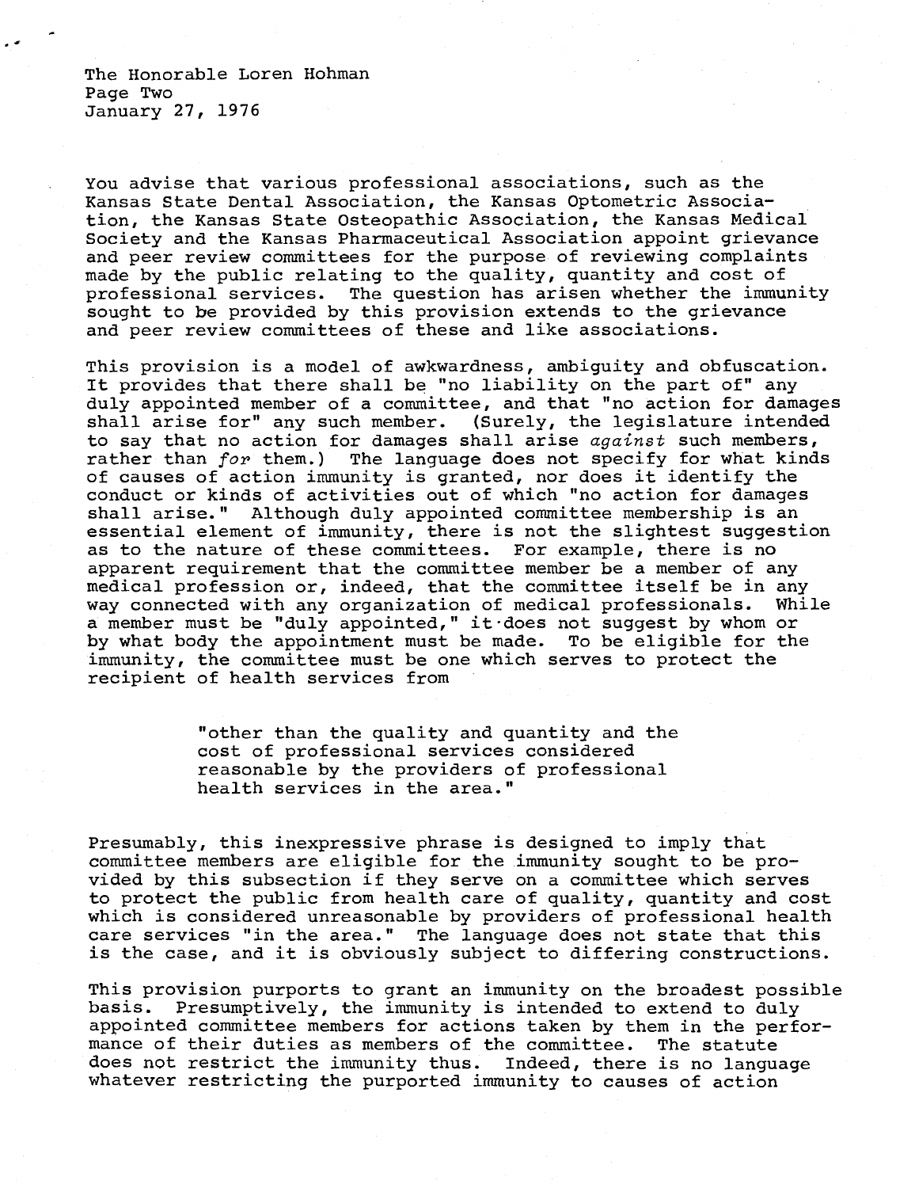You advise that various professional associations, such as the Kansas State Dental Association, the Kansas Optometric Association, the Kansas State Osteopathic Association, the Kansas Medical Society and the Kansas Pharmaceutical Association appoint grievance and peer review committees for the purpose of reviewing complaints made by the public relating to the quality, quantity and cost of professional services. The question has arisen whether the immunity sought to be provided by this provision extends to the grievance and peer review committees of these and like associations.

This provision is a model of awkwardness, ambiguity and obfuscation. It provides that there shall be "no liability on the part of" any duly appointed member of a committee, and that "no action for damages shall arise for" any such member. (Surely, the legislature intended to say that no action for damages shall arise *against* such members, rather than *for* them.) The language does not specify for what kinds of causes of action immunity is granted, nor does it identify the conduct or kinds of activities out of which "no action for damages shall arise." Although duly appointed committee membership is an essential element of immunity, there is not the slightest suggestion as to the nature of these committees. For example, there is no apparent requirement that the committee member be a member of any medical profession or, indeed, that the committee itself be in any way connected with any organization of medical professionals. While a member must be "duly appointed," it does not suggest by whom or by what body the appointment must be made. To be eligible for the immunity, the committee must be one which serves to protect the recipient of health services from

> "other than the quality and quantity and the cost of professional services considered reasonable by the providers of professional health services in the area."

Presumably, this inexpressive phrase is designed to imply that committee members are eligible for the immunity sought to be provided by this subsection if they serve on a committee which serves to protect the public from health care of quality, quantity and cost which is considered unreasonable by providers of professional health care services "in the area." The language does not state that this is the case, and it is obviously subject to differing constructions.

This provision purports to grant an immunity on the broadest possible basis. Presumptively, the immunity is intended to extend to duly appointed committee members for actions taken by them in the performance of their duties as members of the committee. The statute does not restrict the immunity thus. Indeed, there is no language whatever restricting the purported immunity to causes of action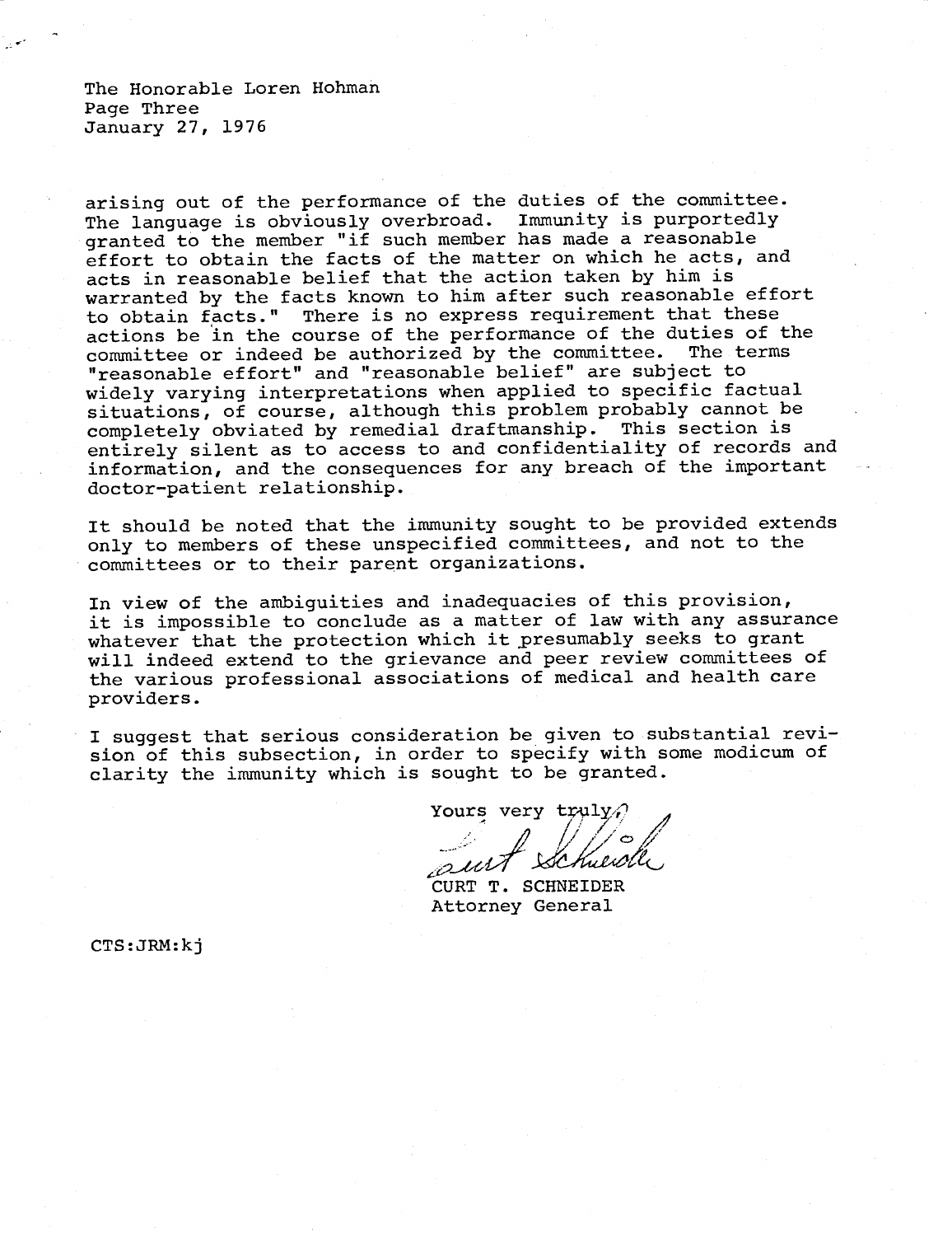The Honorable Loren Hohman
Page Three
January 27, 1976

arising out of the performance of the duties of the committee. The language is obviously overbroad. Immunity is purportedly granted to the member "if such member has made a reasonable effort to obtain the facts of the matter on which he acts, and acts in reasonable belief that the action taken by him is warranted by the facts known to him after such reasonable effort to obtain facts." There is no express requirement that these actions be in the course of the performance of the duties of the committee or indeed be authorized by the committee. The terms "reasonable effort" and "reasonable belief" are subject to widely varying interpretations when applied to specific factual situations, of course, although this problem probably cannot be completely obviated by remedial draftmanship. This section is entirely silent as to access to and confidentiality of records and information, and the consequences for any breach of the important doctor-patient relationship.

It should be noted that the immunity sought to be provided extends only to members of these unspecified committees, and not to the committees or to their parent organizations.

In view of the ambiguities and inadequacies of this provision, it is impossible to conclude as a matter of law with any assurance whatever that the protection which it presumably seeks to grant will indeed extend to the grievance and peer review committees of the various professional associations of medical and health care providers.

I suggest that serious consideration be given to substantial revision of this subsection, in order to specify with some modicum of clarity the immunity which is sought to be granted.

Yours very truly,

Curt Schneider

CURT T. SCHNEIDER
Attorney General

CTS:JRM:kj